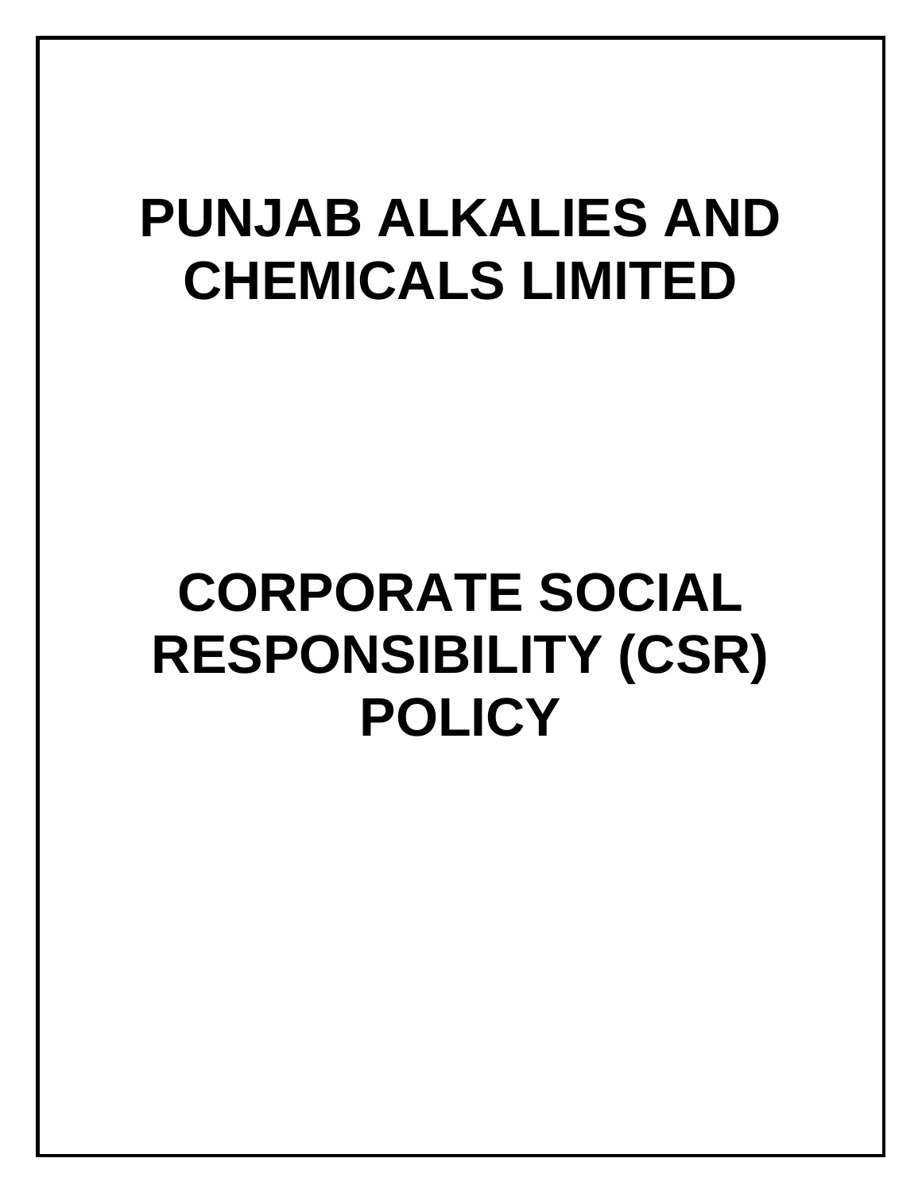# PUNJAB ALKALIES AND CHEMICALS LIMITED

# CORPORATE SOCIAL RESPONSIBILITY (CSR) POLICY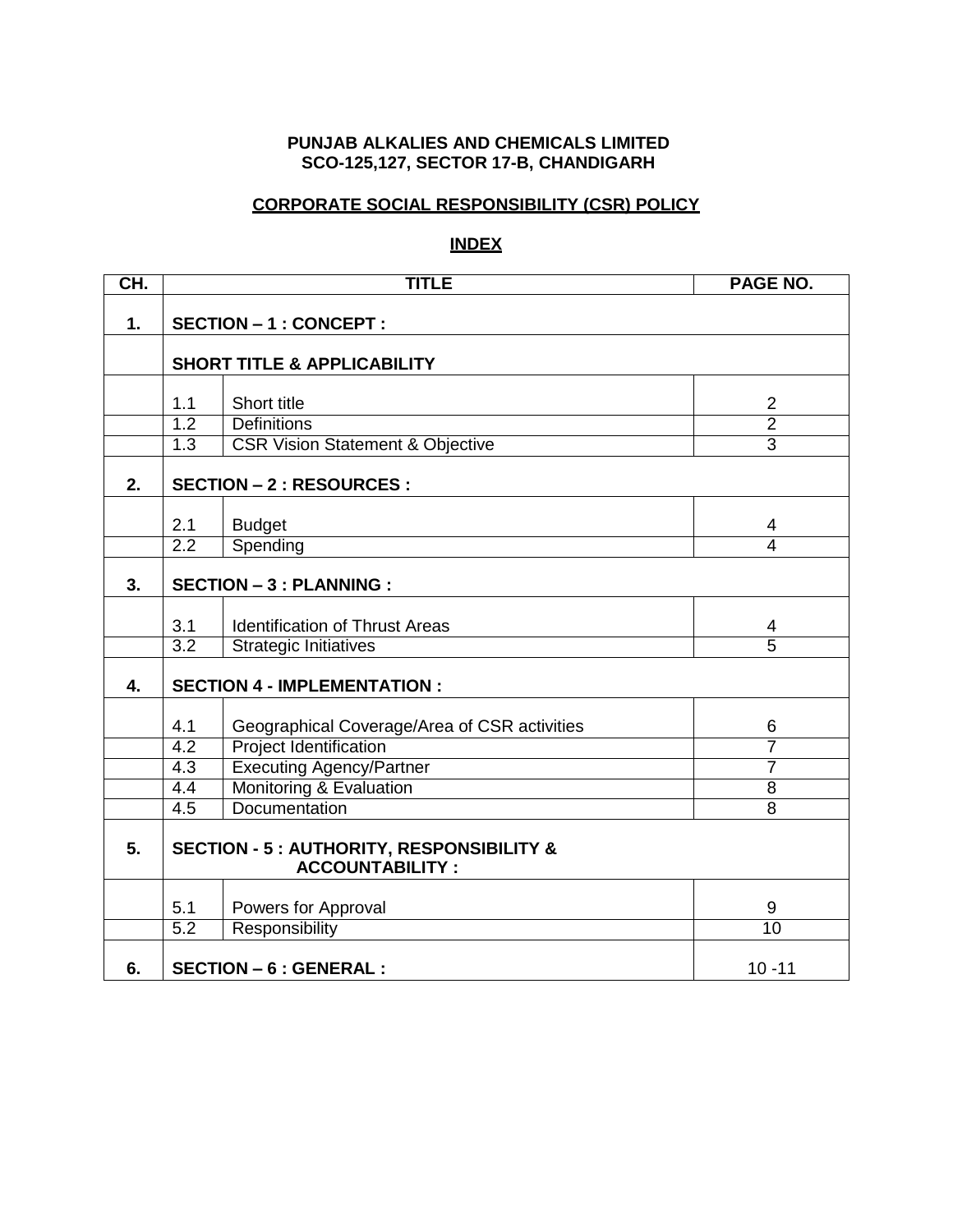**PUNJAB ALKALIES AND CHEMICALS LIMITED**
**SCO-125,127, SECTOR 17-B, CHANDIGARH**

**CORPORATE SOCIAL RESPONSIBILITY (CSR) POLICY**

**INDEX**

| CH. | TITLE | | PAGE NO. |
|---|---|---|---|
| **1.** | **SECTION – 1 : CONCEPT :** | | |
| | **SHORT TITLE & APPLICABILITY** | | |
| | 1.1 | Short title | 2 |
| | 1.2 | Definitions | 2 |
| | 1.3 | CSR Vision Statement & Objective | 3 |
| **2.** | **SECTION – 2 : RESOURCES :** | | |
| | 2.1 | Budget | 4 |
| | 2.2 | Spending | 4 |
| **3.** | **SECTION – 3 : PLANNING :** | | |
| | 3.1 | Identification of Thrust Areas | 4 |
| | 3.2 | Strategic Initiatives | 5 |
| **4.** | **SECTION 4 - IMPLEMENTATION :** | | |
| | 4.1 | Geographical Coverage/Area of CSR activities | 6 |
| | 4.2 | Project Identification | 7 |
| | 4.3 | Executing Agency/Partner | 7 |
| | 4.4 | Monitoring & Evaluation | 8 |
| | 4.5 | Documentation | 8 |
| **5.** | **SECTION - 5 : AUTHORITY, RESPONSIBILITY & ACCOUNTABILITY :** | | |
| | 5.1 | Powers for Approval | 9 |
| | 5.2 | Responsibility | 10 |
| **6.** | **SECTION – 6 : GENERAL :** | | 10 -11 |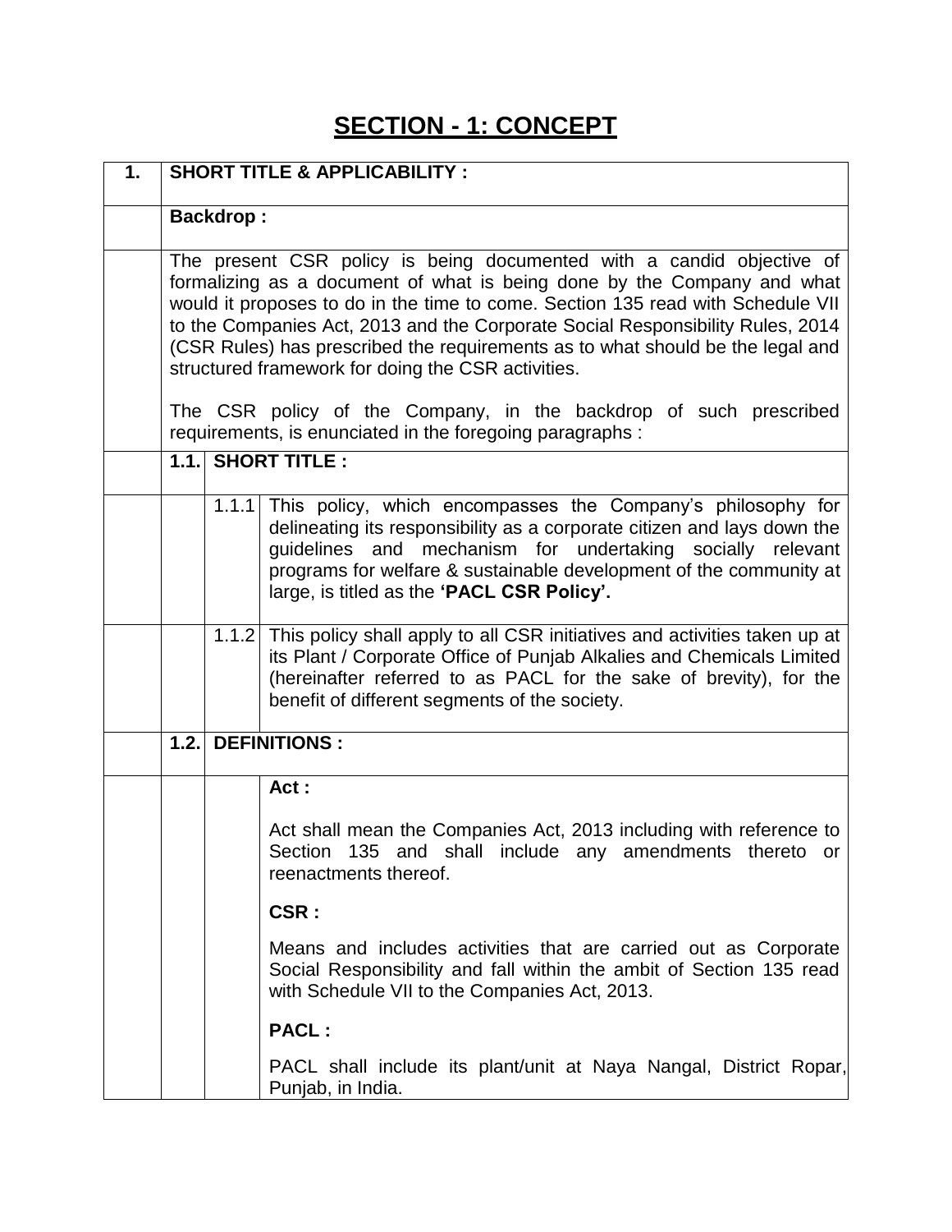# SECTION - 1: CONCEPT

| | | | |
|---|---|---|---|
| **1.** | **SHORT TITLE & APPLICABILITY :** | | |
| | **Backdrop :** | | |
| | The present CSR policy is being documented with a candid objective of formalizing as a document of what is being done by the Company and what would it proposes to do in the time to come. Section 135 read with Schedule VII to the Companies Act, 2013 and the Corporate Social Responsibility Rules, 2014 (CSR Rules) has prescribed the requirements as to what should be the legal and structured framework for doing the CSR activities.<br><br>The CSR policy of the Company, in the backdrop of such prescribed requirements, is enunciated in the foregoing paragraphs : | | |
| | **1.1.** | **SHORT TITLE :** | |
| | | 1.1.1 | This policy, which encompasses the Company's philosophy for delineating its responsibility as a corporate citizen and lays down the guidelines and mechanism for undertaking socially relevant programs for welfare & sustainable development of the community at large, is titled as the **'PACL CSR Policy'.** |
| | | 1.1.2 | This policy shall apply to all CSR initiatives and activities taken up at its Plant / Corporate Office of Punjab Alkalies and Chemicals Limited (hereinafter referred to as PACL for the sake of brevity), for the benefit of different segments of the society. |
| | **1.2.** | **DEFINITIONS :** | |
| | | | **Act :**<br><br>Act shall mean the Companies Act, 2013 including with reference to Section 135 and shall include any amendments thereto or reenactments thereof.<br><br>**CSR :**<br><br>Means and includes activities that are carried out as Corporate Social Responsibility and fall within the ambit of Section 135 read with Schedule VII to the Companies Act, 2013.<br><br>**PACL :**<br><br>PACL shall include its plant/unit at Naya Nangal, District Ropar, Punjab, in India. |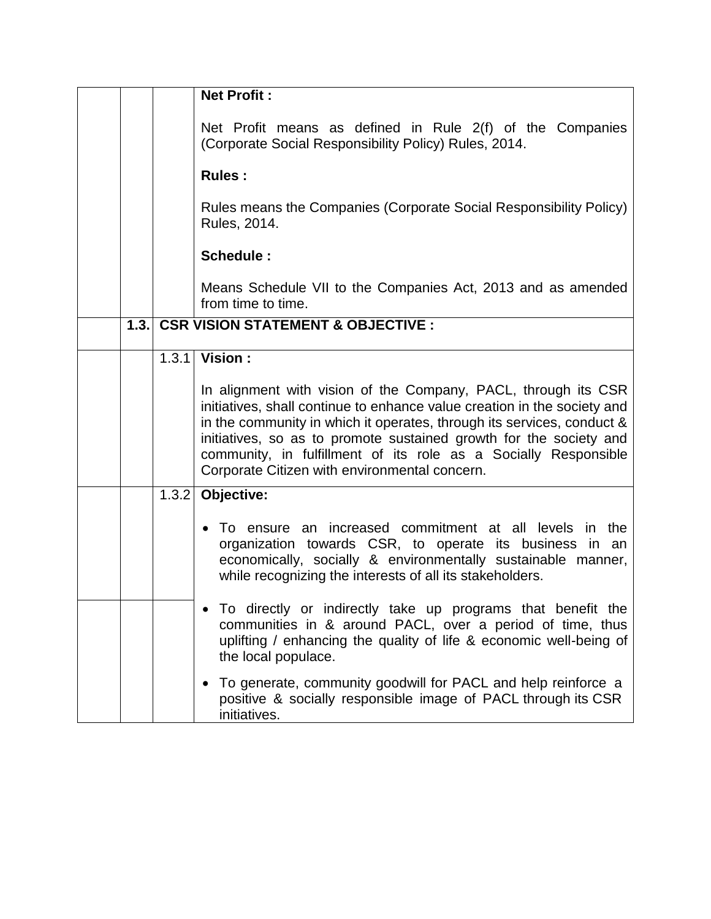**Net Profit :**

Net Profit means as defined in Rule 2(f) of the Companies (Corporate Social Responsibility Policy) Rules, 2014.

**Rules :**

Rules means the Companies (Corporate Social Responsibility Policy) Rules, 2014.

**Schedule :**

Means Schedule VII to the Companies Act, 2013 and as amended from time to time.

## 1.3. CSR VISION STATEMENT & OBJECTIVE :

### 1.3.1 Vision :

In alignment with vision of the Company, PACL, through its CSR initiatives, shall continue to enhance value creation in the society and in the community in which it operates, through its services, conduct & initiatives, so as to promote sustained growth for the society and community, in fulfillment of its role as a Socially Responsible Corporate Citizen with environmental concern.

### 1.3.2 Objective:

- To ensure an increased commitment at all levels in the organization towards CSR, to operate its business in an economically, socially & environmentally sustainable manner, while recognizing the interests of all its stakeholders.
- To directly or indirectly take up programs that benefit the communities in & around PACL, over a period of time, thus uplifting / enhancing the quality of life & economic well-being of the local populace.
- To generate, community goodwill for PACL and help reinforce a positive & socially responsible image of PACL through its CSR initiatives.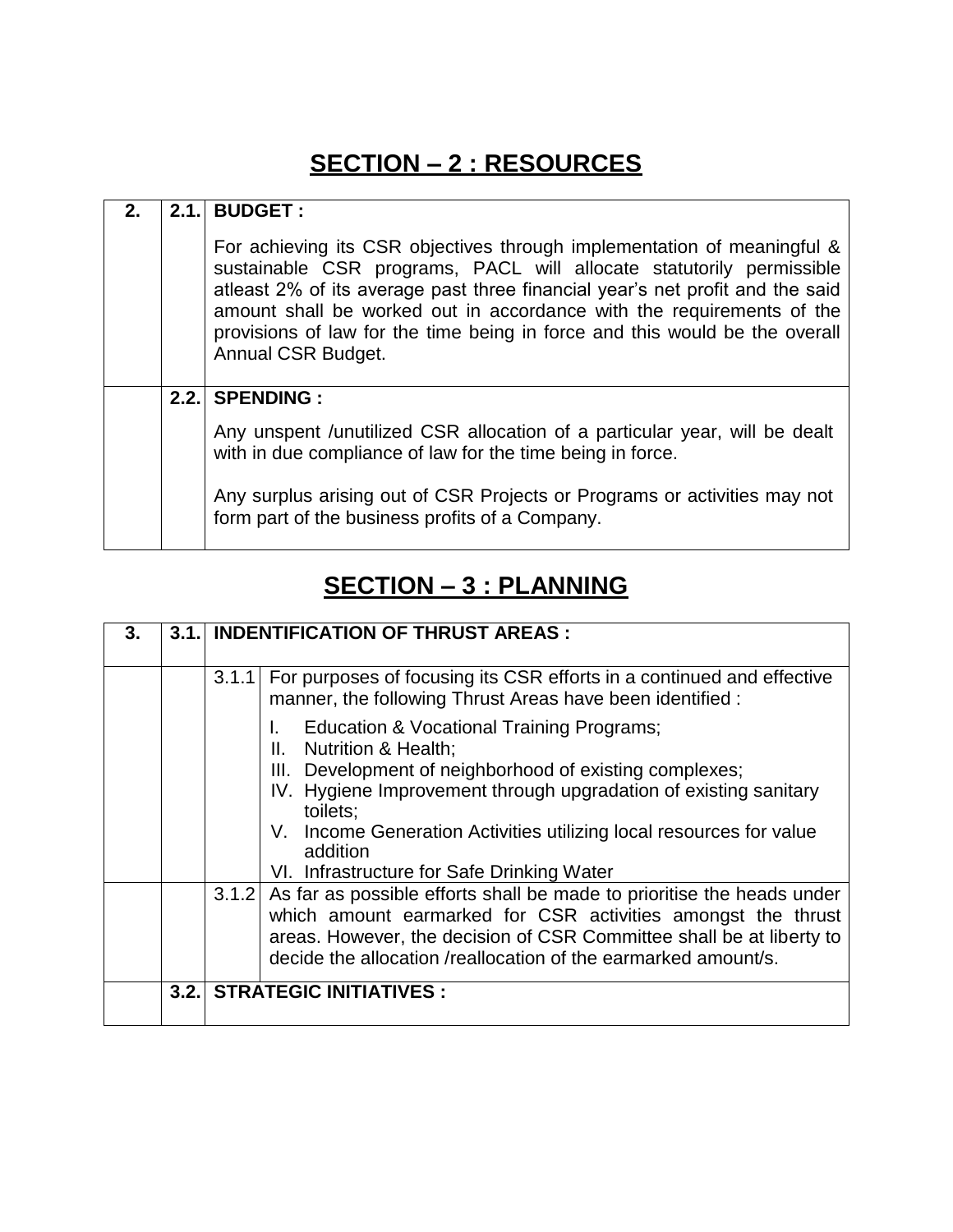## SECTION – 2 : RESOURCES

| | | |
|---|---|---|
| **2.** | **2.1.** | **BUDGET :**<br><br>For achieving its CSR objectives through implementation of meaningful & sustainable CSR programs, PACL will allocate statutorily permissible atleast 2% of its average past three financial year's net profit and the said amount shall be worked out in accordance with the requirements of the provisions of law for the time being in force and this would be the overall Annual CSR Budget. |
| | **2.2.** | **SPENDING :**<br><br>Any unspent /unutilized CSR allocation of a particular year, will be dealt with in due compliance of law for the time being in force.<br><br>Any surplus arising out of CSR Projects or Programs or activities may not form part of the business profits of a Company. |

## SECTION – 3 : PLANNING

| | | | |
|---|---|---|---|
| **3.** | **3.1.** | **INDENTIFICATION OF THRUST AREAS :** | |
| | | 3.1.1 | For purposes of focusing its CSR efforts in a continued and effective manner, the following Thrust Areas have been identified :<br><br>I. Education & Vocational Training Programs;<br>II. Nutrition & Health;<br>III. Development of neighborhood of existing complexes;<br>IV. Hygiene Improvement through upgradation of existing sanitary toilets;<br>V. Income Generation Activities utilizing local resources for value addition<br>VI. Infrastructure for Safe Drinking Water |
| | | 3.1.2 | As far as possible efforts shall be made to prioritise the heads under which amount earmarked for CSR activities amongst the thrust areas. However, the decision of CSR Committee shall be at liberty to decide the allocation /reallocation of the earmarked amount/s. |
| | **3.2.** | **STRATEGIC INITIATIVES :** | |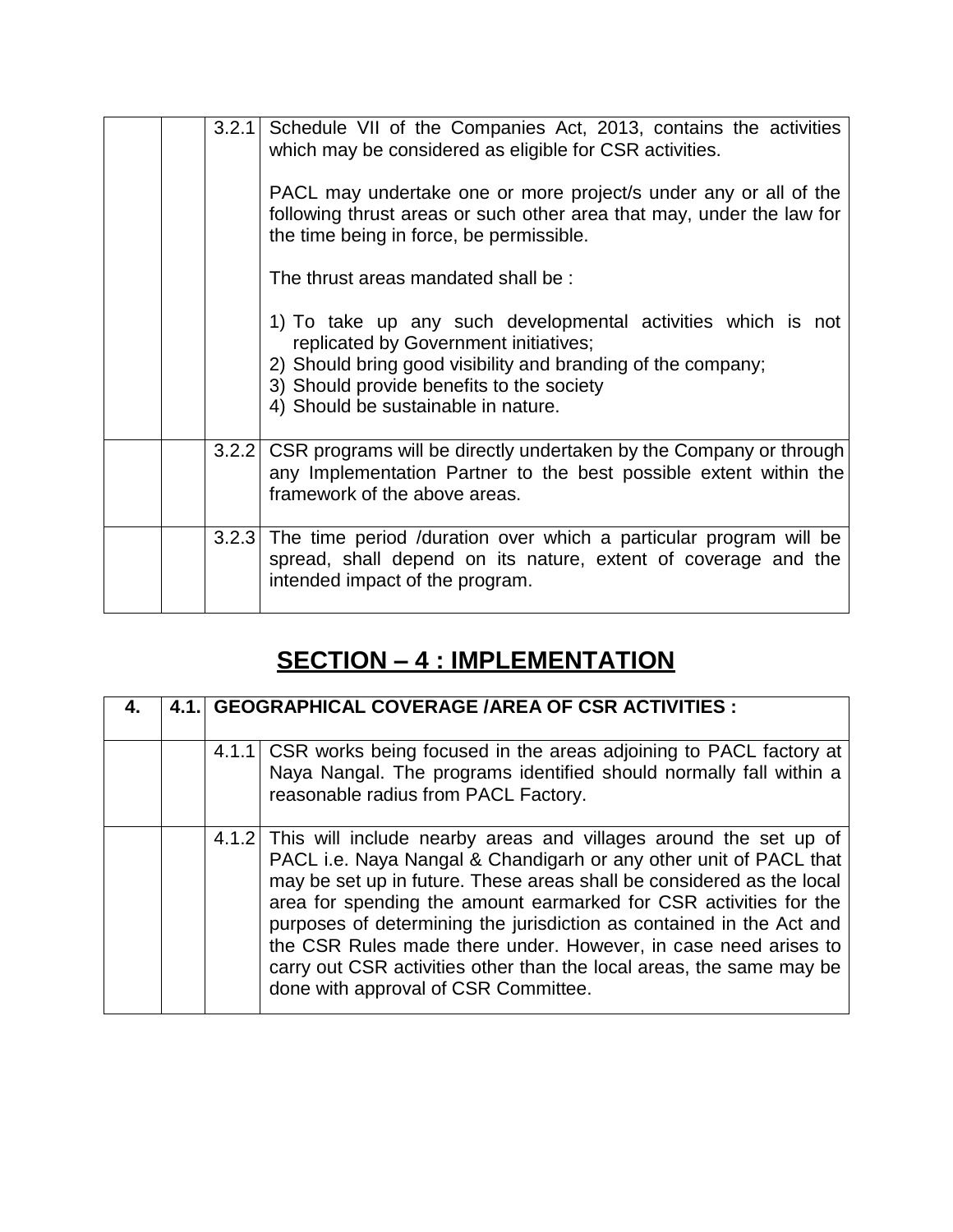| | | | |
|---|---|---|---|
| | | 3.2.1 | Schedule VII of the Companies Act, 2013, contains the activities which may be considered as eligible for CSR activities.<br><br>PACL may undertake one or more project/s under any or all of the following thrust areas or such other area that may, under the law for the time being in force, be permissible.<br><br>The thrust areas mandated shall be :<br><br>1) To take up any such developmental activities which is not replicated by Government initiatives;<br>2) Should bring good visibility and branding of the company;<br>3) Should provide benefits to the society<br>4) Should be sustainable in nature. |
| | | 3.2.2 | CSR programs will be directly undertaken by the Company or through any Implementation Partner to the best possible extent within the framework of the above areas. |
| | | 3.2.3 | The time period /duration over which a particular program will be spread, shall depend on its nature, extent of coverage and the intended impact of the program. |

## SECTION – 4 : IMPLEMENTATION

| | | | |
|---|---|---|---|
| **4.** | **4.1.** | **GEOGRAPHICAL COVERAGE /AREA OF CSR ACTIVITIES :** | |
| | | 4.1.1 | CSR works being focused in the areas adjoining to PACL factory at Naya Nangal. The programs identified should normally fall within a reasonable radius from PACL Factory. |
| | | 4.1.2 | This will include nearby areas and villages around the set up of PACL i.e. Naya Nangal & Chandigarh or any other unit of PACL that may be set up in future. These areas shall be considered as the local area for spending the amount earmarked for CSR activities for the purposes of determining the jurisdiction as contained in the Act and the CSR Rules made there under. However, in case need arises to carry out CSR activities other than the local areas, the same may be done with approval of CSR Committee. |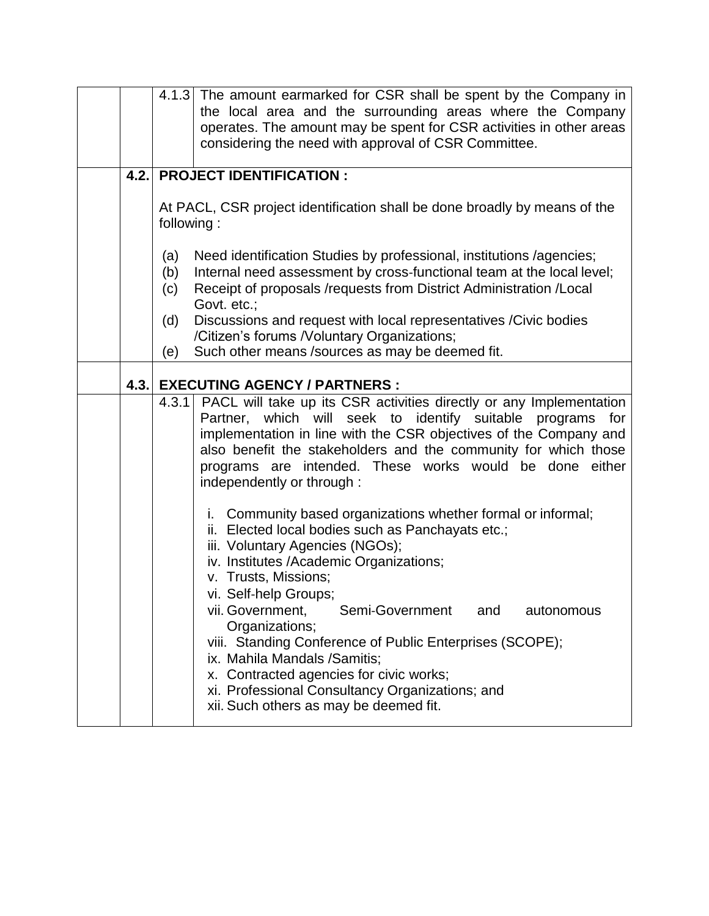| | | | |
|---|---|---|---|
| | | 4.1.3 | The amount earmarked for CSR shall be spent by the Company in the local area and the surrounding areas where the Company operates. The amount may be spent for CSR activities in other areas considering the need with approval of CSR Committee. |
| | **4.2.** | **PROJECT IDENTIFICATION :**<br><br>At PACL, CSR project identification shall be done broadly by means of the following :<br><br>(a) Need identification Studies by professional, institutions /agencies;<br>(b) Internal need assessment by cross-functional team at the local level;<br>(c) Receipt of proposals /requests from District Administration /Local Govt. etc.;<br>(d) Discussions and request with local representatives /Civic bodies /Citizen's forums /Voluntary Organizations;<br>(e) Such other means /sources as may be deemed fit. | |
| | **4.3.** | **EXECUTING AGENCY / PARTNERS :** | |
| | | 4.3.1 | PACL will take up its CSR activities directly or any Implementation Partner, which will seek to identify suitable programs for implementation in line with the CSR objectives of the Company and also benefit the stakeholders and the community for which those programs are intended. These works would be done either independently or through :<br><br>i. Community based organizations whether formal or informal;<br>ii. Elected local bodies such as Panchayats etc.;<br>iii. Voluntary Agencies (NGOs);<br>iv. Institutes /Academic Organizations;<br>v. Trusts, Missions;<br>vi. Self-help Groups;<br>vii. Government, Semi-Government and autonomous Organizations;<br>viii. Standing Conference of Public Enterprises (SCOPE);<br>ix. Mahila Mandals /Samitis;<br>x. Contracted agencies for civic works;<br>xi. Professional Consultancy Organizations; and<br>xii. Such others as may be deemed fit. |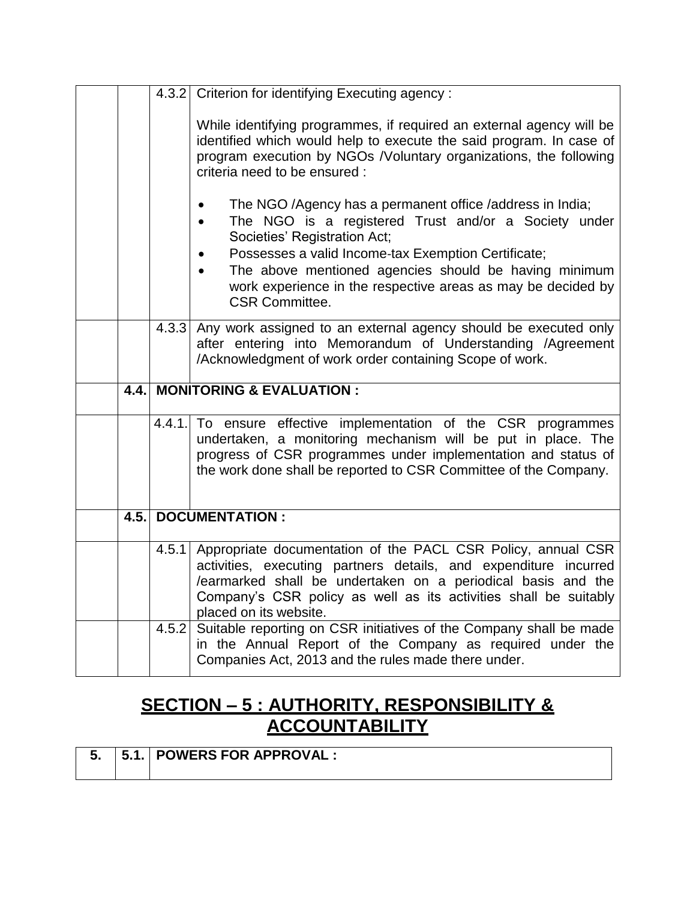| | | | |
|---|---|---|---|
| | | 4.3.2 | Criterion for identifying Executing agency :<br><br>While identifying programmes, if required an external agency will be identified which would help to execute the said program. In case of program execution by NGOs /Voluntary organizations, the following criteria need to be ensured :<br><br>• The NGO /Agency has a permanent office /address in India;<br>• The NGO is a registered Trust and/or a Society under Societies' Registration Act;<br>• Possesses a valid Income-tax Exemption Certificate;<br>• The above mentioned agencies should be having minimum work experience in the respective areas as may be decided by CSR Committee. |
| | | 4.3.3 | Any work assigned to an external agency should be executed only after entering into Memorandum of Understanding /Agreement /Acknowledgment of work order containing Scope of work. |
| | 4.4. | **MONITORING & EVALUATION :** | |
| | | 4.4.1. | To ensure effective implementation of the CSR programmes undertaken, a monitoring mechanism will be put in place. The progress of CSR programmes under implementation and status of the work done shall be reported to CSR Committee of the Company. |
| | 4.5. | **DOCUMENTATION :** | |
| | | 4.5.1 | Appropriate documentation of the PACL CSR Policy, annual CSR activities, executing partners details, and expenditure incurred /earmarked shall be undertaken on a periodical basis and the Company's CSR policy as well as its activities shall be suitably placed on its website. |
| | | 4.5.2 | Suitable reporting on CSR initiatives of the Company shall be made in the Annual Report of the Company as required under the Companies Act, 2013 and the rules made there under. |

## SECTION – 5 : AUTHORITY, RESPONSIBILITY & ACCOUNTABILITY

| | | |
|---|---|---|
| **5.** | **5.1.** | **POWERS FOR APPROVAL :** |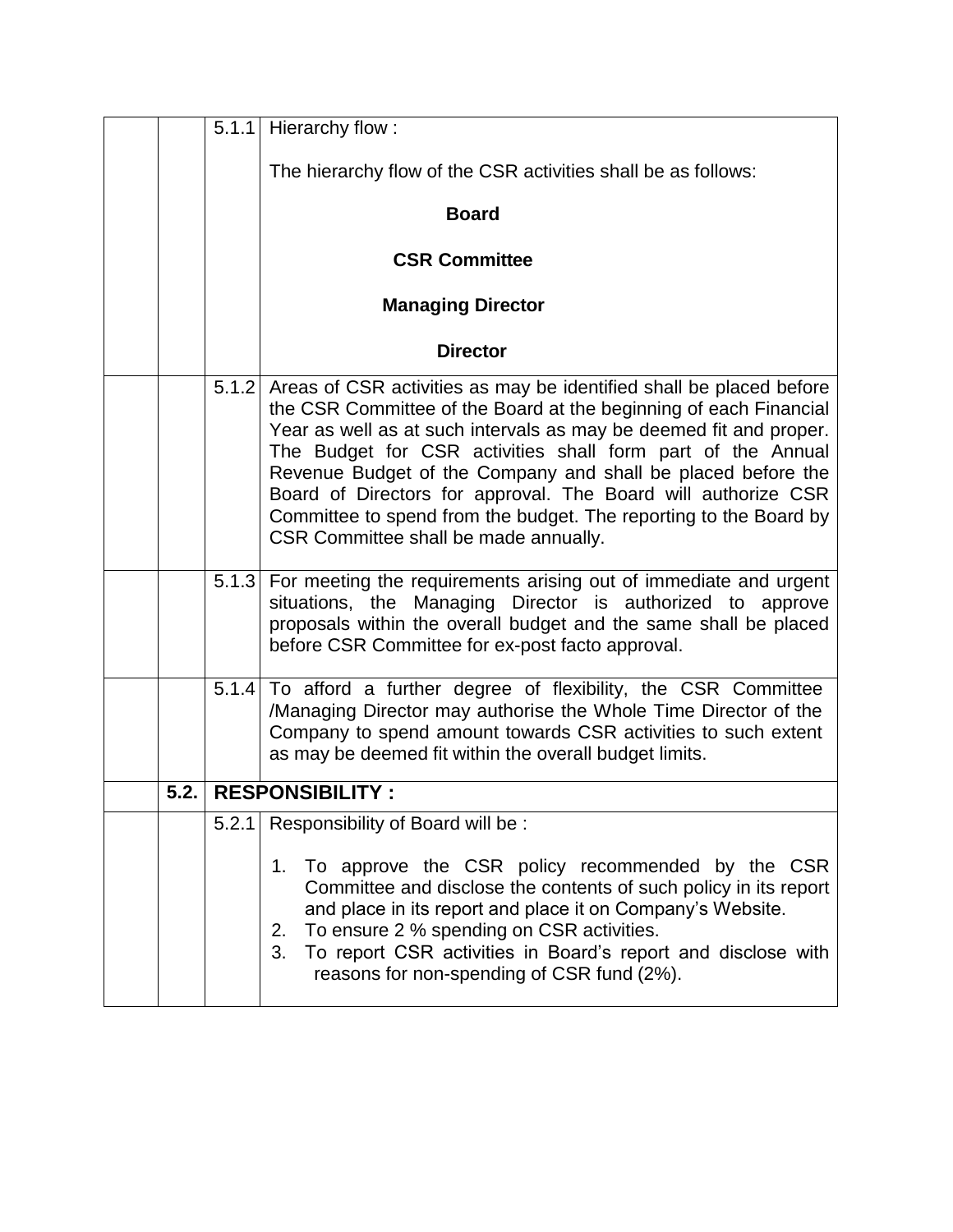| | | | |
|---|---|---|---|
| | | 5.1.1 | Hierarchy flow :<br><br>The hierarchy flow of the CSR activities shall be as follows:<br><br>**Board**<br><br>**CSR Committee**<br><br>**Managing Director**<br><br>**Director** |
| | | 5.1.2 | Areas of CSR activities as may be identified shall be placed before the CSR Committee of the Board at the beginning of each Financial Year as well as at such intervals as may be deemed fit and proper. The Budget for CSR activities shall form part of the Annual Revenue Budget of the Company and shall be placed before the Board of Directors for approval. The Board will authorize CSR Committee to spend from the budget. The reporting to the Board by CSR Committee shall be made annually. |
| | | 5.1.3 | For meeting the requirements arising out of immediate and urgent situations, the Managing Director is authorized to approve proposals within the overall budget and the same shall be placed before CSR Committee for ex-post facto approval. |
| | | 5.1.4 | To afford a further degree of flexibility, the CSR Committee /Managing Director may authorise the Whole Time Director of the Company to spend amount towards CSR activities to such extent as may be deemed fit within the overall budget limits. |
| | **5.2.** | **RESPONSIBILITY :** | |
| | | 5.2.1 | Responsibility of Board will be :<br><br>1. To approve the CSR policy recommended by the CSR Committee and disclose the contents of such policy in its report and place in its report and place it on Company's Website.<br>2. To ensure 2 % spending on CSR activities.<br>3. To report CSR activities in Board's report and disclose with reasons for non-spending of CSR fund (2%). |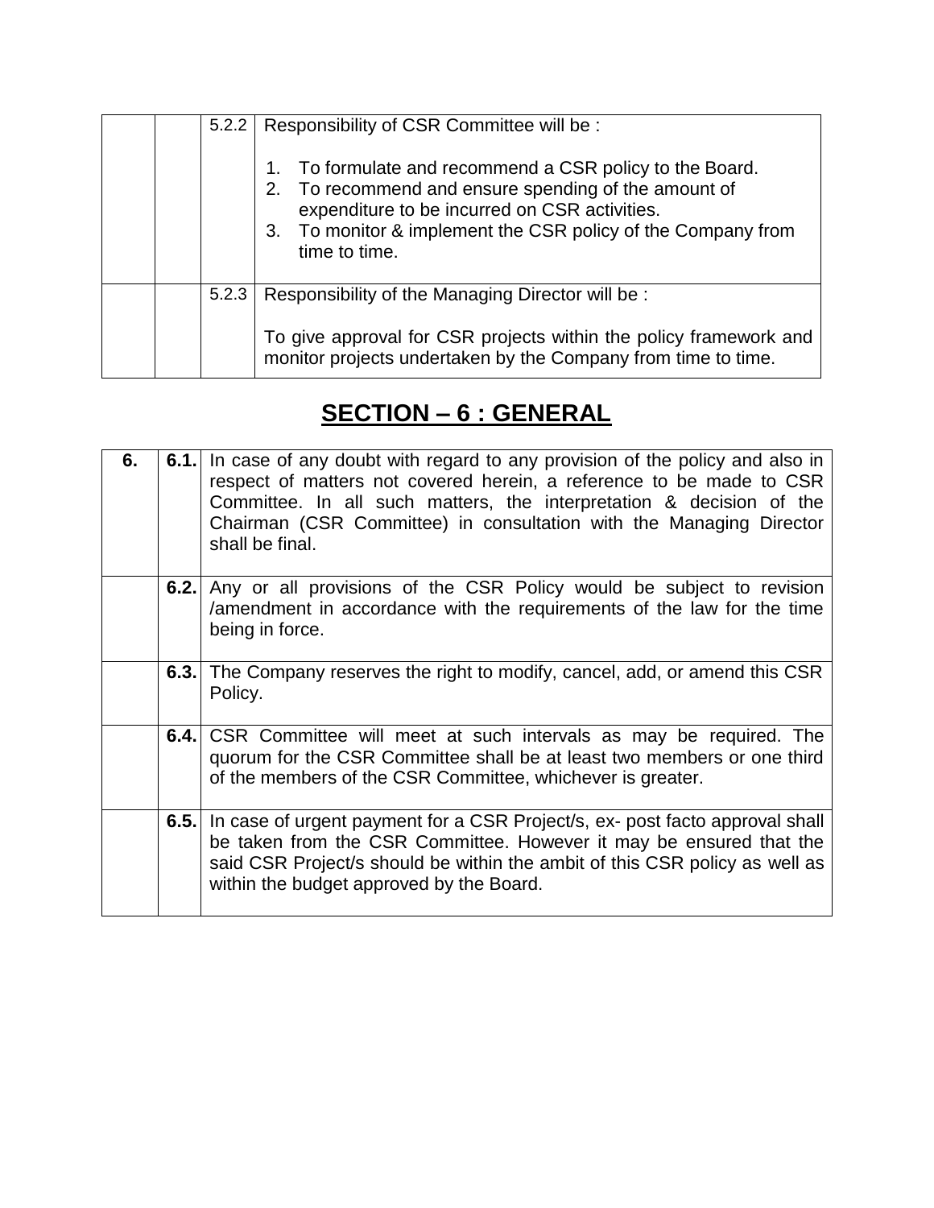| | | | |
|---|---|---|---|
| | | 5.2.2 | Responsibility of CSR Committee will be :<br><br>1. To formulate and recommend a CSR policy to the Board.<br>2. To recommend and ensure spending of the amount of expenditure to be incurred on CSR activities.<br>3. To monitor & implement the CSR policy of the Company from time to time. |
| | | 5.2.3 | Responsibility of the Managing Director will be :<br><br>To give approval for CSR projects within the policy framework and monitor projects undertaken by the Company from time to time. |

## SECTION – 6 : GENERAL

| | | |
|---|---|---|
| **6.** | **6.1.** | In case of any doubt with regard to any provision of the policy and also in respect of matters not covered herein, a reference to be made to CSR Committee. In all such matters, the interpretation & decision of the Chairman (CSR Committee) in consultation with the Managing Director shall be final. |
| | **6.2.** | Any or all provisions of the CSR Policy would be subject to revision /amendment in accordance with the requirements of the law for the time being in force. |
| | **6.3.** | The Company reserves the right to modify, cancel, add, or amend this CSR Policy. |
| | **6.4.** | CSR Committee will meet at such intervals as may be required. The quorum for the CSR Committee shall be at least two members or one third of the members of the CSR Committee, whichever is greater. |
| | **6.5.** | In case of urgent payment for a CSR Project/s, ex- post facto approval shall be taken from the CSR Committee. However it may be ensured that the said CSR Project/s should be within the ambit of this CSR policy as well as within the budget approved by the Board. |